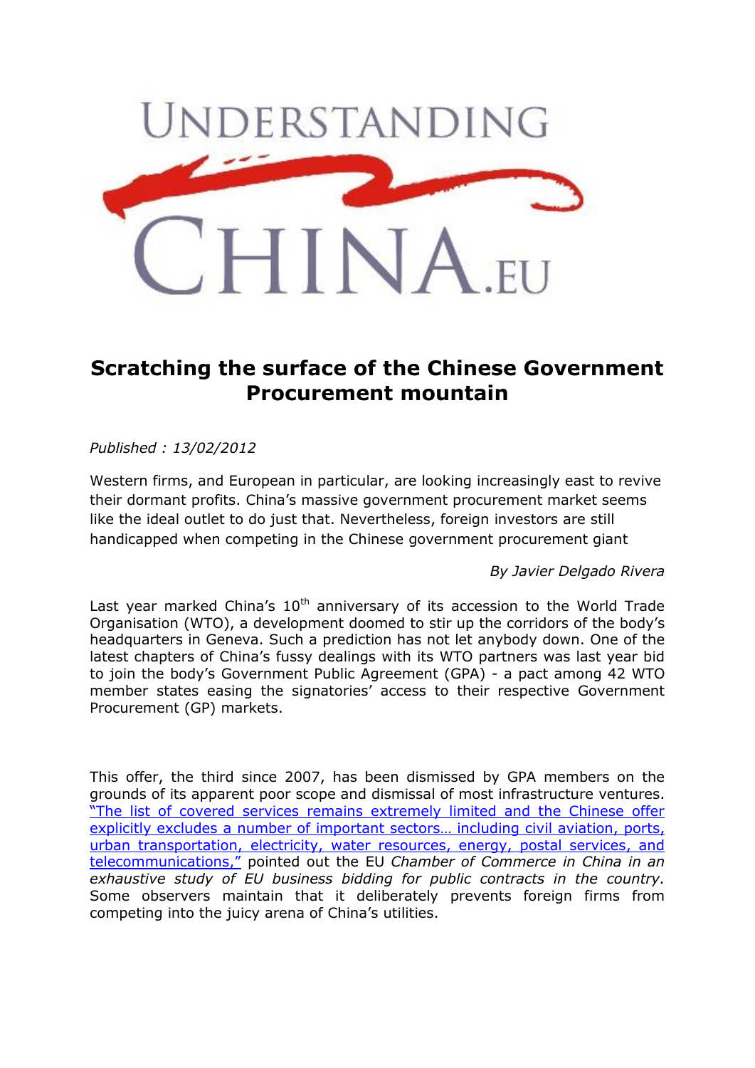UNDERSTANDING CHINA.EU

# Scratching the surface of the Chinese Government Procurement mountain

*Published : 13/02/2012*

Western firms, and European in particular, are looking increasingly east to revive their dormant profits. China's massive government procurement market seems like the ideal outlet to do just that. Nevertheless, foreign investors are still handicapped when competing in the Chinese government procurement giant

*By Javier Delgado Rivera*

Last year marked China's 10th anniversary of its accession to the World Trade Organisation (WTO), a development doomed to stir up the corridors of the body's headquarters in Geneva. Such a prediction has not let anybody down. One of the latest chapters of China's fussy dealings with its WTO partners was last year bid to join the body's Government Public Agreement (GPA) - a pact among 42 WTO member states easing the signatories' access to their respective Government Procurement (GP) markets.

This offer, the third since 2007, has been dismissed by GPA members on the grounds of its apparent poor scope and dismissal of most infrastructure ventures. "The list of covered services remains extremely limited and the Chinese offer explicitly excludes a number of important sectors… including civil aviation, ports, urban transportation, electricity, water resources, energy, postal services, and telecommunications," pointed out the EU *Chamber of Commerce in China in an exhaustive study of EU business bidding for public contracts in the country.* Some observers maintain that it deliberately prevents foreign firms from competing into the juicy arena of China's utilities.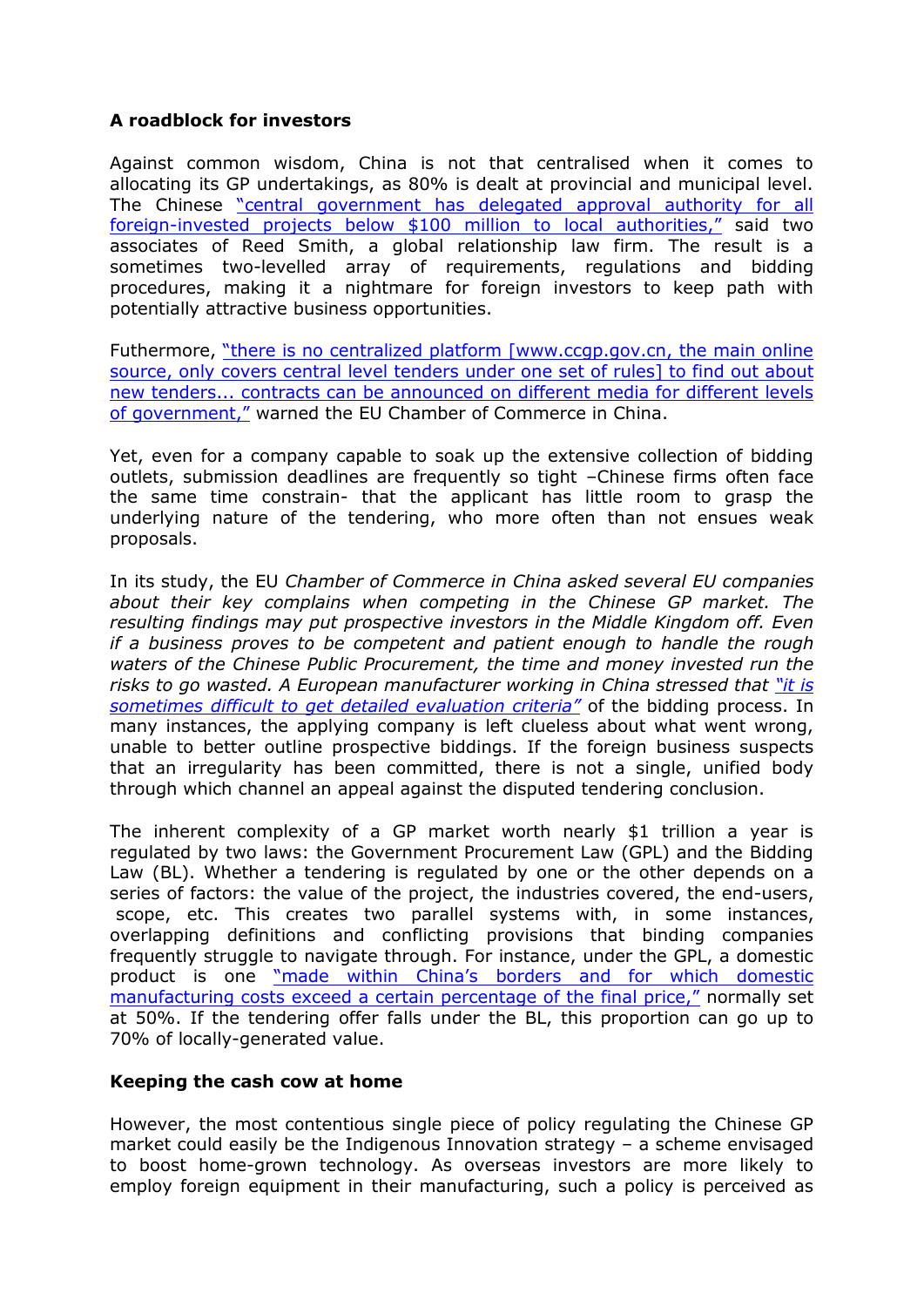**A roadblock for investors**

Against common wisdom, China is not that centralised when it comes to allocating its GP undertakings, as 80% is dealt at provincial and municipal level. The Chinese "central government has delegated approval authority for all foreign-invested projects below $100 million to local authorities," said two associates of Reed Smith, a global relationship law firm. The result is a sometimes two-levelled array of requirements, regulations and bidding procedures, making it a nightmare for foreign investors to keep path with potentially attractive business opportunities.

Futhermore, "there is no centralized platform [www.ccgp.gov.cn, the main online source, only covers central level tenders under one set of rules] to find out about new tenders... contracts can be announced on different media for different levels of government," warned the EU Chamber of Commerce in China.

Yet, even for a company capable to soak up the extensive collection of bidding outlets, submission deadlines are frequently so tight –Chinese firms often face the same time constrain- that the applicant has little room to grasp the underlying nature of the tendering, who more often than not ensues weak proposals.

In its study, the EU *Chamber of Commerce in China asked several EU companies about their key complains when competing in the Chinese GP market. The resulting findings may put prospective investors in the Middle Kingdom off. Even if a business proves to be competent and patient enough to handle the rough waters of the Chinese Public Procurement, the time and money invested run the risks to go wasted. A European manufacturer working in China stressed that "it is sometimes difficult to get detailed evaluation criteria"* of the bidding process. In many instances, the applying company is left clueless about what went wrong, unable to better outline prospective biddings. If the foreign business suspects that an irregularity has been committed, there is not a single, unified body through which channel an appeal against the disputed tendering conclusion.

The inherent complexity of a GP market worth nearly $1 trillion a year is regulated by two laws: the Government Procurement Law (GPL) and the Bidding Law (BL). Whether a tendering is regulated by one or the other depends on a series of factors: the value of the project, the industries covered, the end-users, scope, etc. This creates two parallel systems with, in some instances, overlapping definitions and conflicting provisions that binding companies frequently struggle to navigate through. For instance, under the GPL, a domestic product is one "made within China's borders and for which domestic manufacturing costs exceed a certain percentage of the final price," normally set at 50%. If the tendering offer falls under the BL, this proportion can go up to 70% of locally-generated value.

**Keeping the cash cow at home**

However, the most contentious single piece of policy regulating the Chinese GP market could easily be the Indigenous Innovation strategy – a scheme envisaged to boost home-grown technology. As overseas investors are more likely to employ foreign equipment in their manufacturing, such a policy is perceived as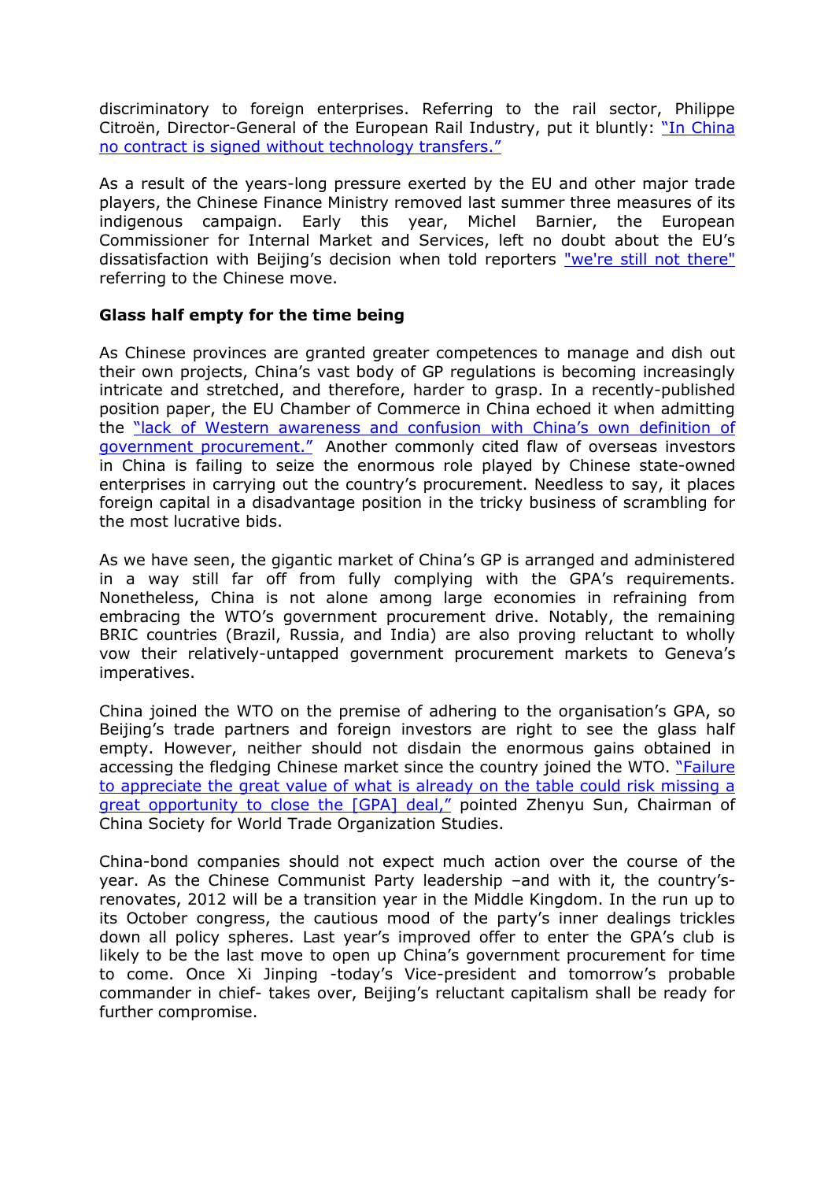discriminatory to foreign enterprises. Referring to the rail sector, Philippe Citroën, Director-General of the European Rail Industry, put it bluntly: "In China no contract is signed without technology transfers."

As a result of the years-long pressure exerted by the EU and other major trade players, the Chinese Finance Ministry removed last summer three measures of its indigenous campaign. Early this year, Michel Barnier, the European Commissioner for Internal Market and Services, left no doubt about the EU's dissatisfaction with Beijing's decision when told reporters "we're still not there" referring to the Chinese move.

**Glass half empty for the time being**

As Chinese provinces are granted greater competences to manage and dish out their own projects, China's vast body of GP regulations is becoming increasingly intricate and stretched, and therefore, harder to grasp. In a recently-published position paper, the EU Chamber of Commerce in China echoed it when admitting the "lack of Western awareness and confusion with China's own definition of government procurement." Another commonly cited flaw of overseas investors in China is failing to seize the enormous role played by Chinese state-owned enterprises in carrying out the country's procurement. Needless to say, it places foreign capital in a disadvantage position in the tricky business of scrambling for the most lucrative bids.

As we have seen, the gigantic market of China's GP is arranged and administered in a way still far off from fully complying with the GPA's requirements. Nonetheless, China is not alone among large economies in refraining from embracing the WTO's government procurement drive. Notably, the remaining BRIC countries (Brazil, Russia, and India) are also proving reluctant to wholly vow their relatively-untapped government procurement markets to Geneva's imperatives.

China joined the WTO on the premise of adhering to the organisation's GPA, so Beijing's trade partners and foreign investors are right to see the glass half empty. However, neither should not disdain the enormous gains obtained in accessing the fledging Chinese market since the country joined the WTO. "Failure to appreciate the great value of what is already on the table could risk missing a great opportunity to close the [GPA] deal," pointed Zhenyu Sun, Chairman of China Society for World Trade Organization Studies.

China-bond companies should not expect much action over the course of the year. As the Chinese Communist Party leadership –and with it, the country's- renovates, 2012 will be a transition year in the Middle Kingdom. In the run up to its October congress, the cautious mood of the party's inner dealings trickles down all policy spheres. Last year's improved offer to enter the GPA's club is likely to be the last move to open up China's government procurement for time to come. Once Xi Jinping -today's Vice-president and tomorrow's probable commander in chief- takes over, Beijing's reluctant capitalism shall be ready for further compromise.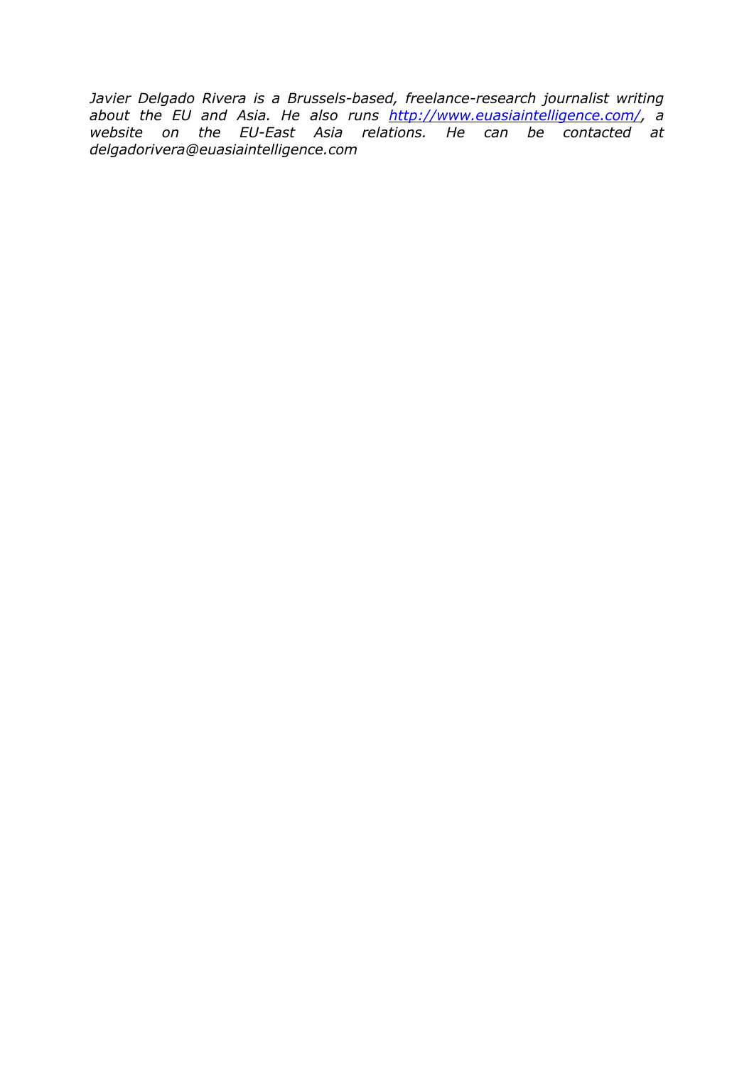*Javier Delgado Rivera is a Brussels-based, freelance-research journalist writing about the EU and Asia. He also runs [http://www.euasiaintelligence.com/](http://www.euasiaintelligence.com/), a website on the EU-East Asia relations. He can be contacted at delgadorivera@euasiaintelligence.com*